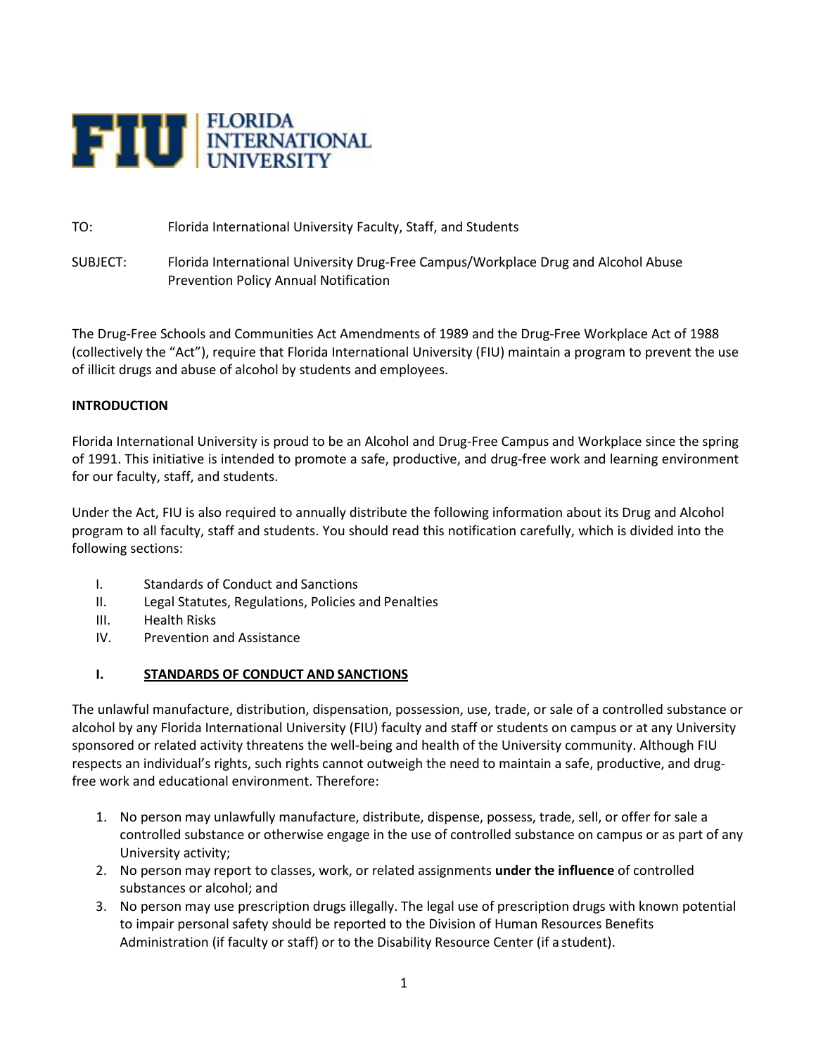FLORIDA INTERNATIONAL UNIVERSITY

TO: Florida International University Faculty, Staff, and Students

SUBJECT: Florida International University Drug-Free Campus/Workplace Drug and Alcohol Abuse Prevention Policy Annual Notification

The Drug-Free Schools and Communities Act Amendments of 1989 and the Drug-Free Workplace Act of 1988 (collectively the "Act"), require that Florida International University (FIU) maintain a program to prevent the use of illicit drugs and abuse of alcohol by students and employees.

## INTRODUCTION

Florida International University is proud to be an Alcohol and Drug-Free Campus and Workplace since the spring of 1991. This initiative is intended to promote a safe, productive, and drug-free work and learning environment for our faculty, staff, and students.

Under the Act, FIU is also required to annually distribute the following information about its Drug and Alcohol program to all faculty, staff and students. You should read this notification carefully, which is divided into the following sections:

I. Standards of Conduct and Sanctions
II. Legal Statutes, Regulations, Policies and Penalties
III. Health Risks
IV. Prevention and Assistance

## I. STANDARDS OF CONDUCT AND SANCTIONS

The unlawful manufacture, distribution, dispensation, possession, use, trade, or sale of a controlled substance or alcohol by any Florida International University (FIU) faculty and staff or students on campus or at any University sponsored or related activity threatens the well-being and health of the University community. Although FIU respects an individual's rights, such rights cannot outweigh the need to maintain a safe, productive, and drug-free work and educational environment. Therefore:

1. No person may unlawfully manufacture, distribute, dispense, possess, trade, sell, or offer for sale a controlled substance or otherwise engage in the use of controlled substance on campus or as part of any University activity;
2. No person may report to classes, work, or related assignments **under the influence** of controlled substances or alcohol; and
3. No person may use prescription drugs illegally. The legal use of prescription drugs with known potential to impair personal safety should be reported to the Division of Human Resources Benefits Administration (if faculty or staff) or to the Disability Resource Center (if a student).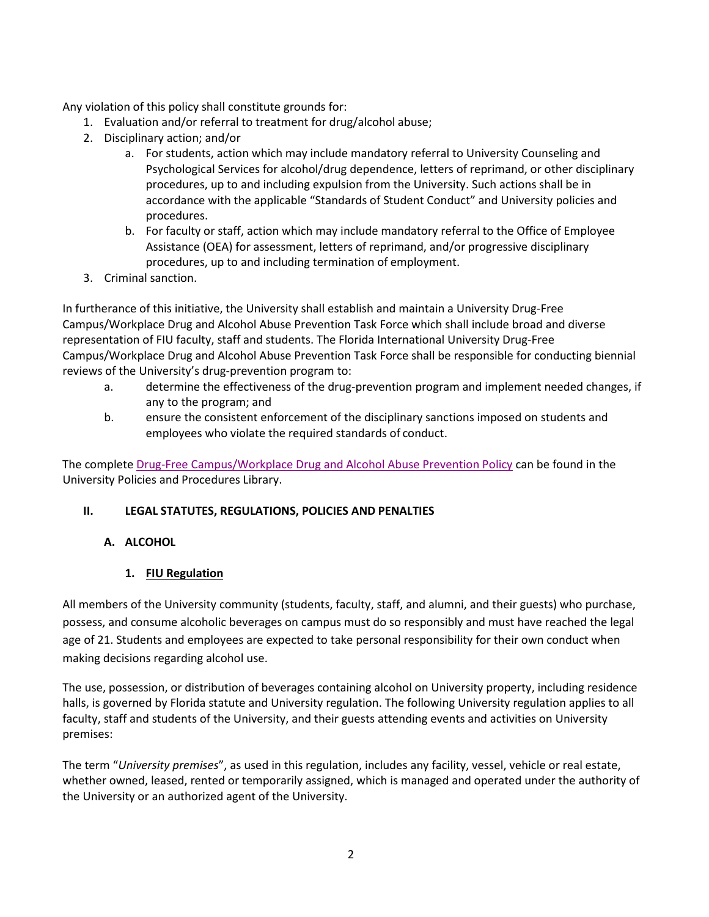Any violation of this policy shall constitute grounds for:

1. Evaluation and/or referral to treatment for drug/alcohol abuse;
2. Disciplinary action; and/or
   a. For students, action which may include mandatory referral to University Counseling and Psychological Services for alcohol/drug dependence, letters of reprimand, or other disciplinary procedures, up to and including expulsion from the University. Such actions shall be in accordance with the applicable "Standards of Student Conduct" and University policies and procedures.
   b. For faculty or staff, action which may include mandatory referral to the Office of Employee Assistance (OEA) for assessment, letters of reprimand, and/or progressive disciplinary procedures, up to and including termination of employment.
3. Criminal sanction.

In furtherance of this initiative, the University shall establish and maintain a University Drug-Free Campus/Workplace Drug and Alcohol Abuse Prevention Task Force which shall include broad and diverse representation of FIU faculty, staff and students. The Florida International University Drug-Free Campus/Workplace Drug and Alcohol Abuse Prevention Task Force shall be responsible for conducting biennial reviews of the University's drug-prevention program to:

a. determine the effectiveness of the drug-prevention program and implement needed changes, if any to the program; and
b. ensure the consistent enforcement of the disciplinary sanctions imposed on students and employees who violate the required standards of conduct.

The complete Drug-Free Campus/Workplace Drug and Alcohol Abuse Prevention Policy can be found in the University Policies and Procedures Library.

## II. LEGAL STATUTES, REGULATIONS, POLICIES AND PENALTIES

### A. ALCOHOL

#### 1. FIU Regulation

All members of the University community (students, faculty, staff, and alumni, and their guests) who purchase, possess, and consume alcoholic beverages on campus must do so responsibly and must have reached the legal age of 21. Students and employees are expected to take personal responsibility for their own conduct when making decisions regarding alcohol use.

The use, possession, or distribution of beverages containing alcohol on University property, including residence halls, is governed by Florida statute and University regulation. The following University regulation applies to all faculty, staff and students of the University, and their guests attending events and activities on University premises:

The term "*University premises*", as used in this regulation, includes any facility, vessel, vehicle or real estate, whether owned, leased, rented or temporarily assigned, which is managed and operated under the authority of the University or an authorized agent of the University.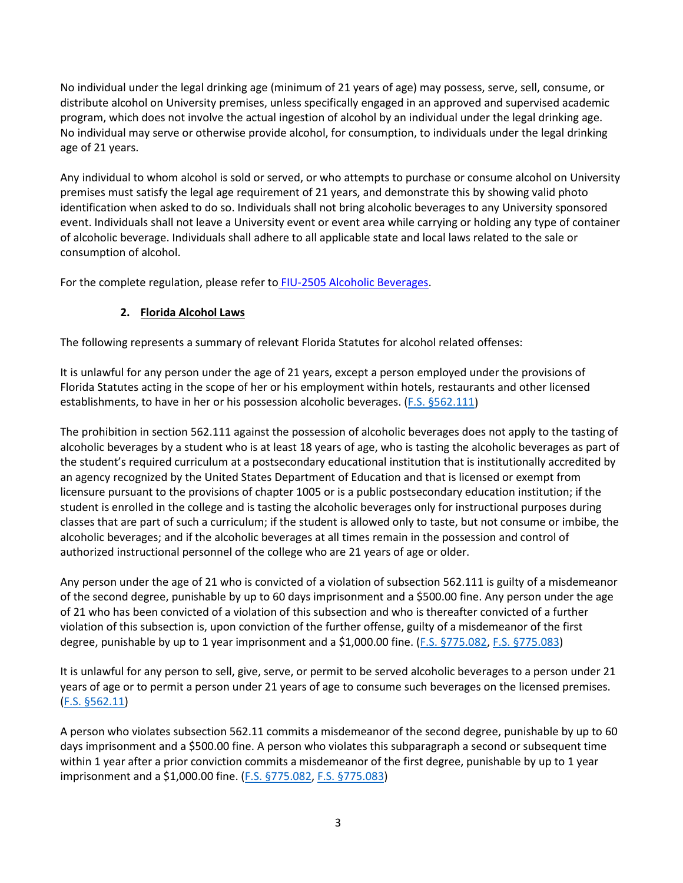No individual under the legal drinking age (minimum of 21 years of age) may possess, serve, sell, consume, or distribute alcohol on University premises, unless specifically engaged in an approved and supervised academic program, which does not involve the actual ingestion of alcohol by an individual under the legal drinking age. No individual may serve or otherwise provide alcohol, for consumption, to individuals under the legal drinking age of 21 years.

Any individual to whom alcohol is sold or served, or who attempts to purchase or consume alcohol on University premises must satisfy the legal age requirement of 21 years, and demonstrate this by showing valid photo identification when asked to do so. Individuals shall not bring alcoholic beverages to any University sponsored event. Individuals shall not leave a University event or event area while carrying or holding any type of container of alcoholic beverage. Individuals shall adhere to all applicable state and local laws related to the sale or consumption of alcohol.

For the complete regulation, please refer to FIU-2505 Alcoholic Beverages.

### 2. <u>Florida Alcohol Laws</u>

The following represents a summary of relevant Florida Statutes for alcohol related offenses:

It is unlawful for any person under the age of 21 years, except a person employed under the provisions of Florida Statutes acting in the scope of her or his employment within hotels, restaurants and other licensed establishments, to have in her or his possession alcoholic beverages. (F.S. §562.111)

The prohibition in section 562.111 against the possession of alcoholic beverages does not apply to the tasting of alcoholic beverages by a student who is at least 18 years of age, who is tasting the alcoholic beverages as part of the student's required curriculum at a postsecondary educational institution that is institutionally accredited by an agency recognized by the United States Department of Education and that is licensed or exempt from licensure pursuant to the provisions of chapter 1005 or is a public postsecondary education institution; if the student is enrolled in the college and is tasting the alcoholic beverages only for instructional purposes during classes that are part of such a curriculum; if the student is allowed only to taste, but not consume or imbibe, the alcoholic beverages; and if the alcoholic beverages at all times remain in the possession and control of authorized instructional personnel of the college who are 21 years of age or older.

Any person under the age of 21 who is convicted of a violation of subsection 562.111 is guilty of a misdemeanor of the second degree, punishable by up to 60 days imprisonment and a $500.00 fine. Any person under the age of 21 who has been convicted of a violation of this subsection and who is thereafter convicted of a further violation of this subsection is, upon conviction of the further offense, guilty of a misdemeanor of the first degree, punishable by up to 1 year imprisonment and a $1,000.00 fine. (F.S. §775.082, F.S. §775.083)

It is unlawful for any person to sell, give, serve, or permit to be served alcoholic beverages to a person under 21 years of age or to permit a person under 21 years of age to consume such beverages on the licensed premises. (F.S. §562.11)

A person who violates subsection 562.11 commits a misdemeanor of the second degree, punishable by up to 60 days imprisonment and a $500.00 fine. A person who violates this subparagraph a second or subsequent time within 1 year after a prior conviction commits a misdemeanor of the first degree, punishable by up to 1 year imprisonment and a $1,000.00 fine. (F.S. §775.082, F.S. §775.083)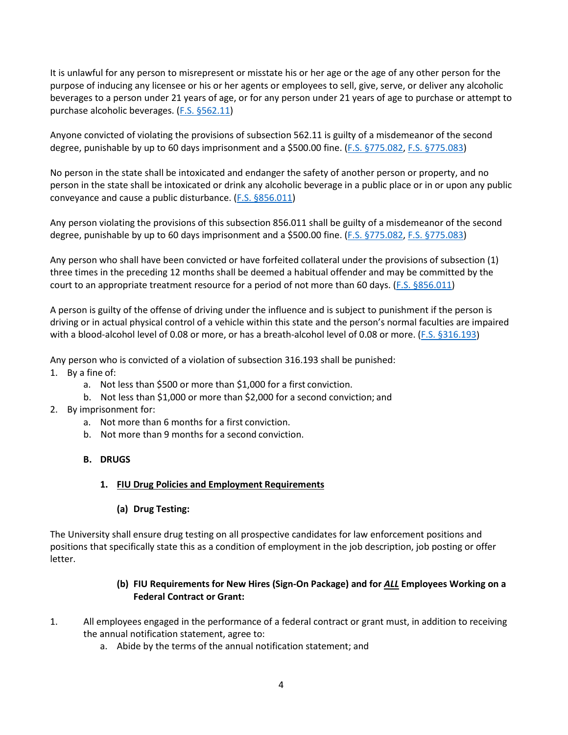It is unlawful for any person to misrepresent or misstate his or her age or the age of any other person for the purpose of inducing any licensee or his or her agents or employees to sell, give, serve, or deliver any alcoholic beverages to a person under 21 years of age, or for any person under 21 years of age to purchase or attempt to purchase alcoholic beverages. (F.S. §562.11)

Anyone convicted of violating the provisions of subsection 562.11 is guilty of a misdemeanor of the second degree, punishable by up to 60 days imprisonment and a $500.00 fine. (F.S. §775.082, F.S. §775.083)

No person in the state shall be intoxicated and endanger the safety of another person or property, and no person in the state shall be intoxicated or drink any alcoholic beverage in a public place or in or upon any public conveyance and cause a public disturbance. (F.S. §856.011)

Any person violating the provisions of this subsection 856.011 shall be guilty of a misdemeanor of the second degree, punishable by up to 60 days imprisonment and a $500.00 fine. (F.S. §775.082, F.S. §775.083)

Any person who shall have been convicted or have forfeited collateral under the provisions of subsection (1) three times in the preceding 12 months shall be deemed a habitual offender and may be committed by the court to an appropriate treatment resource for a period of not more than 60 days. (F.S. §856.011)

A person is guilty of the offense of driving under the influence and is subject to punishment if the person is driving or in actual physical control of a vehicle within this state and the person's normal faculties are impaired with a blood-alcohol level of 0.08 or more, or has a breath-alcohol level of 0.08 or more. (F.S. §316.193)

Any person who is convicted of a violation of subsection 316.193 shall be punished:

1. By a fine of:
   a. Not less than $500 or more than $1,000 for a first conviction.
   b. Not less than $1,000 or more than $2,000 for a second conviction; and
2. By imprisonment for:
   a. Not more than 6 months for a first conviction.
   b. Not more than 9 months for a second conviction.

### B. DRUGS

#### 1. <u>FIU Drug Policies and Employment Requirements</u>

##### (a) Drug Testing:

The University shall ensure drug testing on all prospective candidates for law enforcement positions and positions that specifically state this as a condition of employment in the job description, job posting or offer letter.

##### (b) FIU Requirements for New Hires (Sign-On Package) and for ***<u>ALL</u>*** Employees Working on a Federal Contract or Grant:

1. All employees engaged in the performance of a federal contract or grant must, in addition to receiving the annual notification statement, agree to:
   a. Abide by the terms of the annual notification statement; and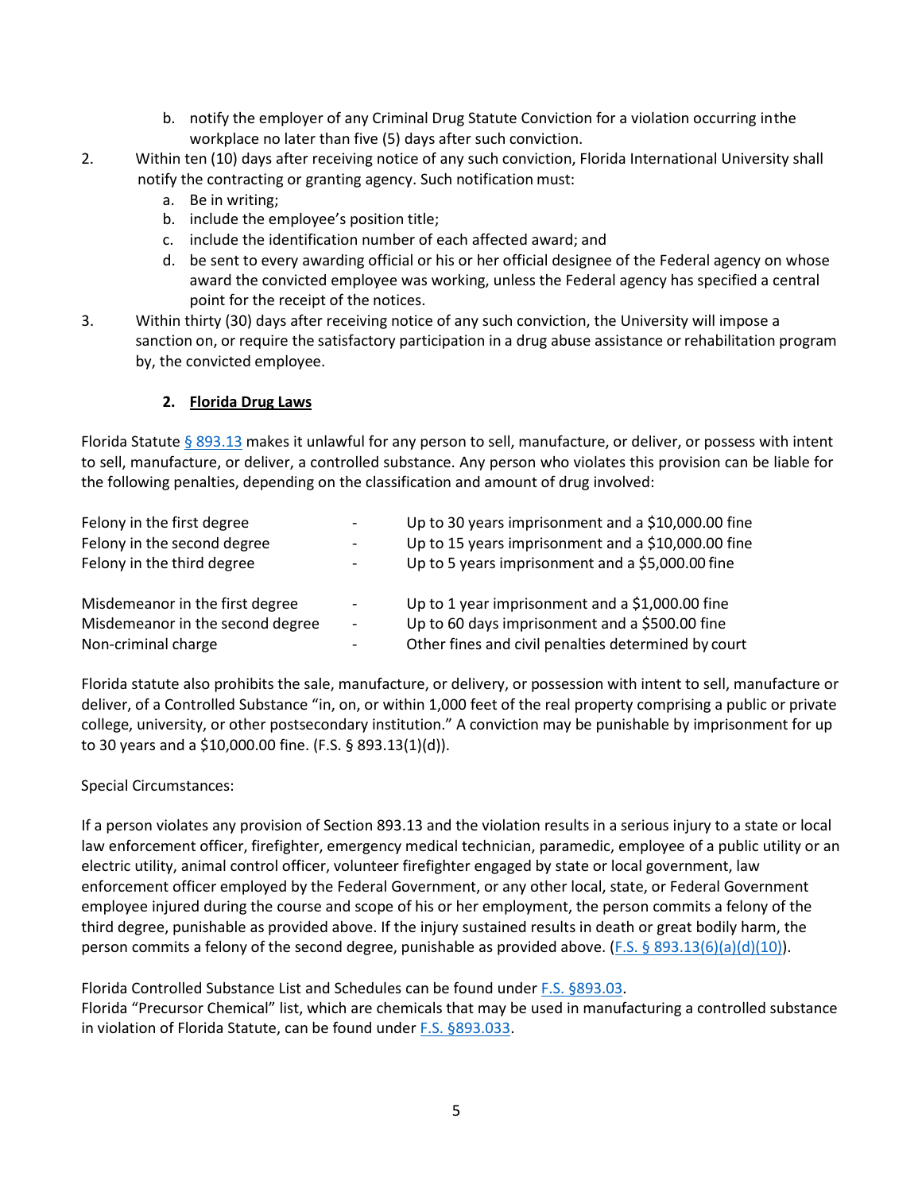b. notify the employer of any Criminal Drug Statute Conviction for a violation occurring in the workplace no later than five (5) days after such conviction.

2. Within ten (10) days after receiving notice of any such conviction, Florida International University shall notify the contracting or granting agency. Such notification must:
   a. Be in writing;
   b. include the employee's position title;
   c. include the identification number of each affected award; and
   d. be sent to every awarding official or his or her official designee of the Federal agency on whose award the convicted employee was working, unless the Federal agency has specified a central point for the receipt of the notices.
3. Within thirty (30) days after receiving notice of any such conviction, the University will impose a sanction on, or require the satisfactory participation in a drug abuse assistance or rehabilitation program by, the convicted employee.

### 2. Florida Drug Laws

Florida Statute [§ 893.13] makes it unlawful for any person to sell, manufacture, or deliver, or possess with intent to sell, manufacture, or deliver, a controlled substance. Any person who violates this provision can be liable for the following penalties, depending on the classification and amount of drug involved:

| | | |
|---|---|---|
| Felony in the first degree | - | Up to 30 years imprisonment and a $10,000.00 fine |
| Felony in the second degree | - | Up to 15 years imprisonment and a $10,000.00 fine |
| Felony in the third degree | - | Up to 5 years imprisonment and a $5,000.00 fine |
| Misdemeanor in the first degree | - | Up to 1 year imprisonment and a $1,000.00 fine |
| Misdemeanor in the second degree | - | Up to 60 days imprisonment and a $500.00 fine |
| Non-criminal charge | - | Other fines and civil penalties determined by court |

Florida statute also prohibits the sale, manufacture, or delivery, or possession with intent to sell, manufacture or deliver, of a Controlled Substance "in, on, or within 1,000 feet of the real property comprising a public or private college, university, or other postsecondary institution." A conviction may be punishable by imprisonment for up to 30 years and a $10,000.00 fine. (F.S. § 893.13(1)(d)).

Special Circumstances:

If a person violates any provision of Section 893.13 and the violation results in a serious injury to a state or local law enforcement officer, firefighter, emergency medical technician, paramedic, employee of a public utility or an electric utility, animal control officer, volunteer firefighter engaged by state or local government, law enforcement officer employed by the Federal Government, or any other local, state, or Federal Government employee injured during the course and scope of his or her employment, the person commits a felony of the third degree, punishable as provided above. If the injury sustained results in death or great bodily harm, the person commits a felony of the second degree, punishable as provided above. (F.S. § 893.13(6)(a)(d)(10)).

Florida Controlled Substance List and Schedules can be found under F.S. §893.03.
Florida "Precursor Chemical" list, which are chemicals that may be used in manufacturing a controlled substance in violation of Florida Statute, can be found under F.S. §893.033.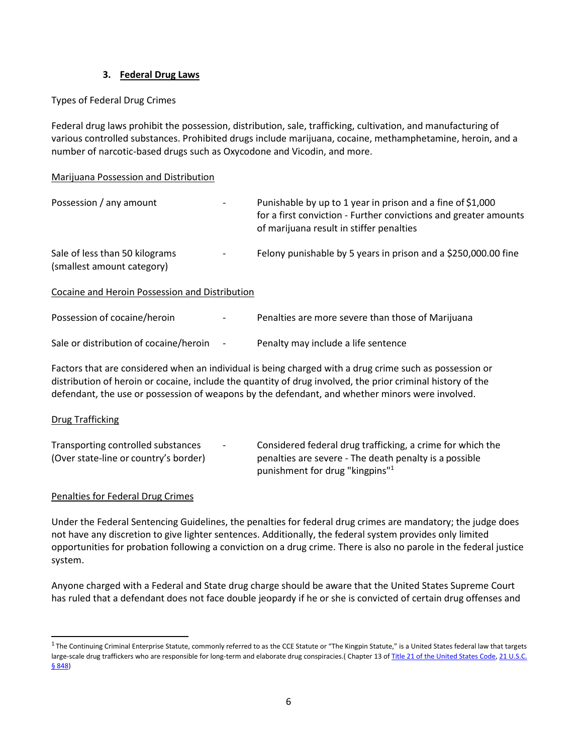### 3. <u>Federal Drug Laws</u>

Types of Federal Drug Crimes

Federal drug laws prohibit the possession, distribution, sale, trafficking, cultivation, and manufacturing of various controlled substances. Prohibited drugs include marijuana, cocaine, methamphetamine, heroin, and a number of narcotic-based drugs such as Oxycodone and Vicodin, and more.

<u>Marijuana Possession and Distribution</u>

| | | |
|---|---|---|
| Possession / any amount | - | Punishable by up to 1 year in prison and a fine of $1,000 for a first conviction - Further convictions and greater amounts of marijuana result in stiffer penalties |
| Sale of less than 50 kilograms (smallest amount category) | - | Felony punishable by 5 years in prison and a $250,000.00 fine |

<u>Cocaine and Heroin Possession and Distribution</u>

| | | |
|---|---|---|
| Possession of cocaine/heroin | - | Penalties are more severe than those of Marijuana |
| Sale or distribution of cocaine/heroin | - | Penalty may include a life sentence |

Factors that are considered when an individual is being charged with a drug crime such as possession or distribution of heroin or cocaine, include the quantity of drug involved, the prior criminal history of the defendant, the use or possession of weapons by the defendant, and whether minors were involved.

<u>Drug Trafficking</u>

| | | |
|---|---|---|
| Transporting controlled substances (Over state-line or country's border) | - | Considered federal drug trafficking, a crime for which the penalties are severe - The death penalty is a possible punishment for drug "kingpins"[1] |

<u>Penalties for Federal Drug Crimes</u>

Under the Federal Sentencing Guidelines, the penalties for federal drug crimes are mandatory; the judge does not have any discretion to give lighter sentences. Additionally, the federal system provides only limited opportunities for probation following a conviction on a drug crime. There is also no parole in the federal justice system.

Anyone charged with a Federal and State drug charge should be aware that the United States Supreme Court has ruled that a defendant does not face double jeopardy if he or she is convicted of certain drug offenses and

---

[1] The Continuing Criminal Enterprise Statute, commonly referred to as the CCE Statute or "The Kingpin Statute," is a United States federal law that targets large-scale drug traffickers who are responsible for long-term and elaborate drug conspiracies.( Chapter 13 of Title 21 of the United States Code, 21 U.S.C. § 848)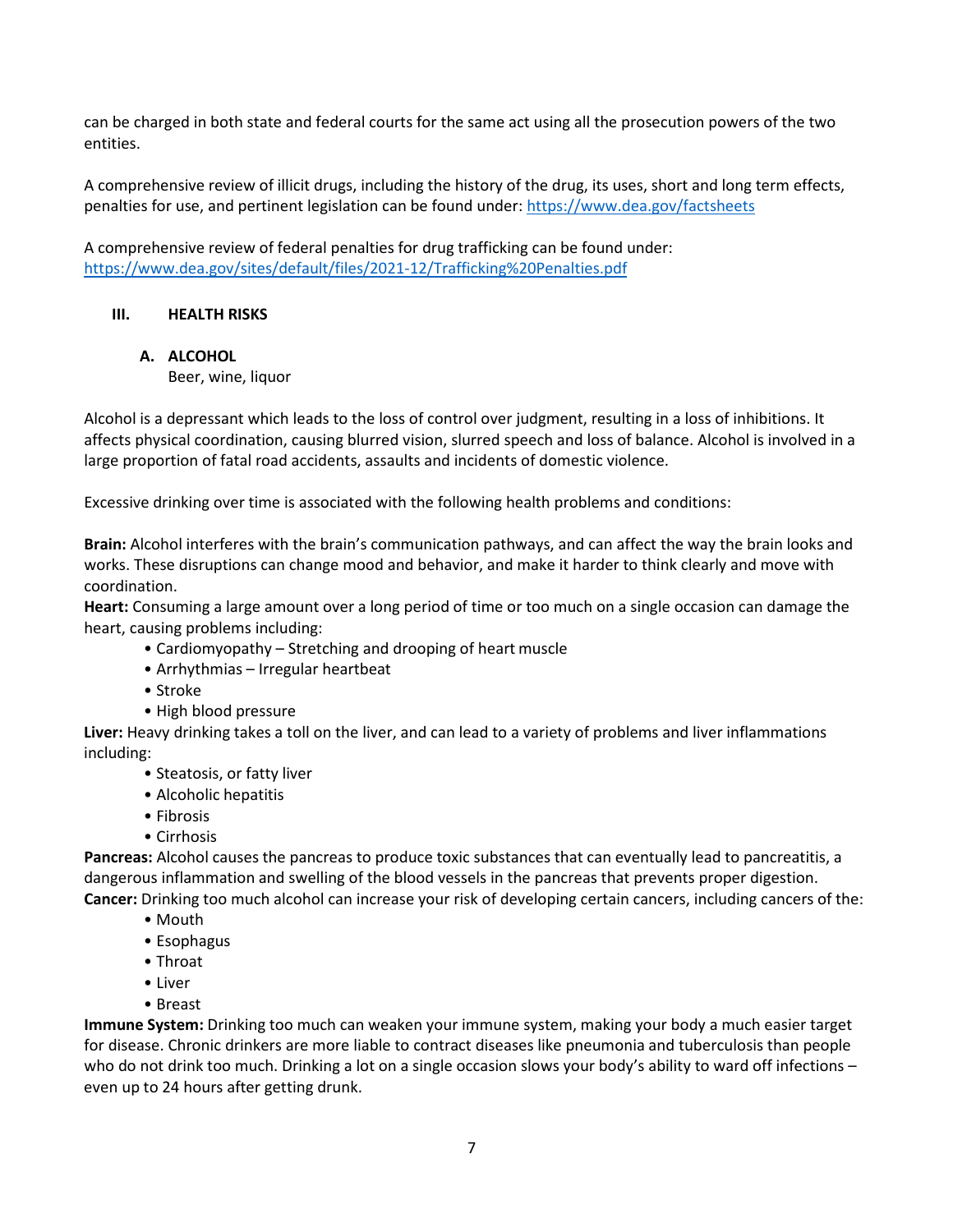can be charged in both state and federal courts for the same act using all the prosecution powers of the two entities.

A comprehensive review of illicit drugs, including the history of the drug, its uses, short and long term effects, penalties for use, and pertinent legislation can be found under: https://www.dea.gov/factsheets

A comprehensive review of federal penalties for drug trafficking can be found under: https://www.dea.gov/sites/default/files/2021-12/Trafficking%20Penalties.pdf

## III. HEALTH RISKS

### A. ALCOHOL

Beer, wine, liquor

Alcohol is a depressant which leads to the loss of control over judgment, resulting in a loss of inhibitions. It affects physical coordination, causing blurred vision, slurred speech and loss of balance. Alcohol is involved in a large proportion of fatal road accidents, assaults and incidents of domestic violence.

Excessive drinking over time is associated with the following health problems and conditions:

**Brain:** Alcohol interferes with the brain's communication pathways, and can affect the way the brain looks and works. These disruptions can change mood and behavior, and make it harder to think clearly and move with coordination.

**Heart:** Consuming a large amount over a long period of time or too much on a single occasion can damage the heart, causing problems including:

- Cardiomyopathy – Stretching and drooping of heart muscle
- Arrhythmias – Irregular heartbeat
- Stroke
- High blood pressure

**Liver:** Heavy drinking takes a toll on the liver, and can lead to a variety of problems and liver inflammations including:

- Steatosis, or fatty liver
- Alcoholic hepatitis
- Fibrosis
- Cirrhosis

**Pancreas:** Alcohol causes the pancreas to produce toxic substances that can eventually lead to pancreatitis, a dangerous inflammation and swelling of the blood vessels in the pancreas that prevents proper digestion.

**Cancer:** Drinking too much alcohol can increase your risk of developing certain cancers, including cancers of the:

- Mouth
- Esophagus
- Throat
- Liver
- Breast

**Immune System:** Drinking too much can weaken your immune system, making your body a much easier target for disease. Chronic drinkers are more liable to contract diseases like pneumonia and tuberculosis than people who do not drink too much. Drinking a lot on a single occasion slows your body's ability to ward off infections – even up to 24 hours after getting drunk.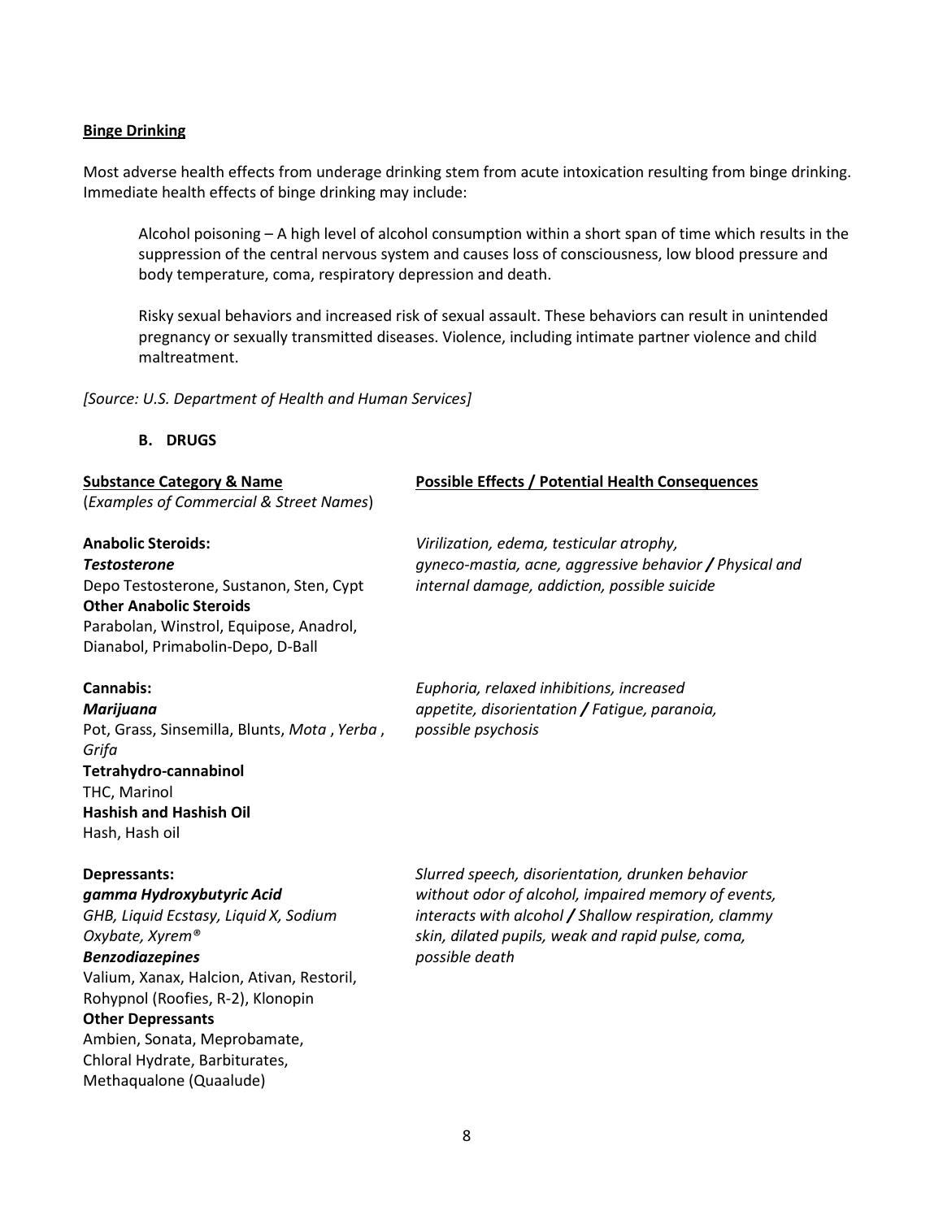**Binge Drinking**

Most adverse health effects from underage drinking stem from acute intoxication resulting from binge drinking. Immediate health effects of binge drinking may include:

> Alcohol poisoning – A high level of alcohol consumption within a short span of time which results in the suppression of the central nervous system and causes loss of consciousness, low blood pressure and body temperature, coma, respiratory depression and death.
>
> Risky sexual behaviors and increased risk of sexual assault. These behaviors can result in unintended pregnancy or sexually transmitted diseases. Violence, including intimate partner violence and child maltreatment.

*[Source: U.S. Department of Health and Human Services]*

**B. DRUGS**

| **Substance Category & Name** (*Examples of Commercial & Street Names*) | **Possible Effects / Potential Health Consequences** |
|---|---|
| **Anabolic Steroids:** ***Testosterone*** Depo Testosterone, Sustanon, Sten, Cypt **Other Anabolic Steroids** Parabolan, Winstrol, Equipose, Anadrol, Dianabol, Primabolin-Depo, D-Ball | *Virilization, edema, testicular atrophy, gyneco-mastia, acne, aggressive behavior* ***/*** *Physical and internal damage, addiction, possible suicide* |
| **Cannabis:** ***Marijuana*** Pot, Grass, Sinsemilla, Blunts, *Mota* , *Yerba* , *Grifa* **Tetrahydro-cannabinol** THC, Marinol **Hashish and Hashish Oil** Hash, Hash oil | *Euphoria, relaxed inhibitions, increased appetite, disorientation* ***/*** *Fatigue, paranoia, possible psychosis* |
| **Depressants:** ***gamma Hydroxybutyric Acid*** *GHB, Liquid Ecstasy, Liquid X, Sodium Oxybate, Xyrem®* ***Benzodiazepines*** Valium, Xanax, Halcion, Ativan, Restoril, Rohypnol (Roofies, R-2), Klonopin **Other Depressants** Ambien, Sonata, Meprobamate, Chloral Hydrate, Barbiturates, Methaqualone (Quaalude) | *Slurred speech, disorientation, drunken behavior without odor of alcohol, impaired memory of events, interacts with alcohol* ***/*** *Shallow respiration, clammy skin, dilated pupils, weak and rapid pulse, coma, possible death* |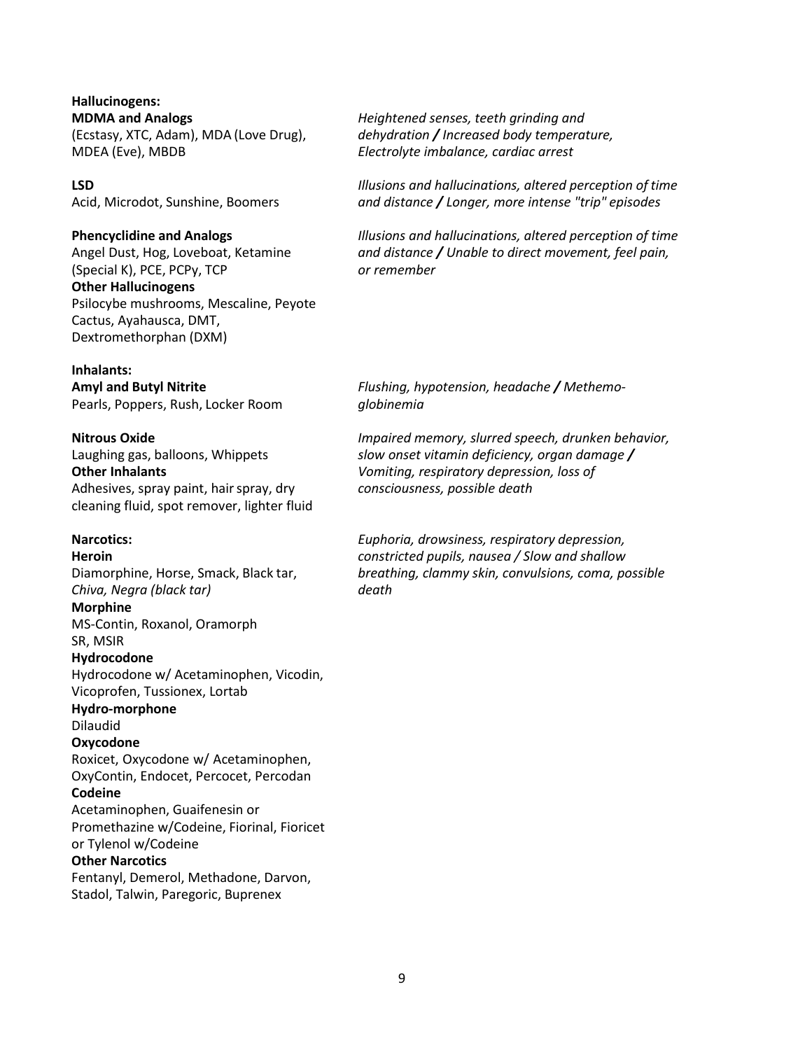| | |
|---|---|
| **Hallucinogens:** | |
| **MDMA and Analogs**<br>(Ecstasy, XTC, Adam), MDA (Love Drug), MDEA (Eve), MBDB | *Heightened senses, teeth grinding and dehydration* **/** *Increased body temperature, Electrolyte imbalance, cardiac arrest* |
| **LSD**<br>Acid, Microdot, Sunshine, Boomers | *Illusions and hallucinations, altered perception of time and distance* **/** *Longer, more intense "trip" episodes* |
| **Phencyclidine and Analogs**<br>Angel Dust, Hog, Loveboat, Ketamine (Special K), PCE, PCPy, TCP<br>**Other Hallucinogens**<br>Psilocybe mushrooms, Mescaline, Peyote Cactus, Ayahausca, DMT, Dextromethorphan (DXM) | *Illusions and hallucinations, altered perception of time and distance* **/** *Unable to direct movement, feel pain, or remember* |
| **Inhalants:** | |
| **Amyl and Butyl Nitrite**<br>Pearls, Poppers, Rush, Locker Room | *Flushing, hypotension, headache* **/** *Methemo-globinemia* |
| **Nitrous Oxide**<br>Laughing gas, balloons, Whippets<br>**Other Inhalants**<br>Adhesives, spray paint, hair spray, dry cleaning fluid, spot remover, lighter fluid | *Impaired memory, slurred speech, drunken behavior, slow onset vitamin deficiency, organ damage* **/** *Vomiting, respiratory depression, loss of consciousness, possible death* |
| **Narcotics:**<br>**Heroin**<br>Diamorphine, Horse, Smack, Black tar, *Chiva, Negra (black tar)*<br>**Morphine**<br>MS-Contin, Roxanol, Oramorph SR, MSIR<br>**Hydrocodone**<br>Hydrocodone w/ Acetaminophen, Vicodin, Vicoprofen, Tussionex, Lortab<br>**Hydro-morphone**<br>Dilaudid<br>**Oxycodone**<br>Roxicet, Oxycodone w/ Acetaminophen, OxyContin, Endocet, Percocet, Percodan<br>**Codeine**<br>Acetaminophen, Guaifenesin or Promethazine w/Codeine, Fiorinal, Fioricet or Tylenol w/Codeine<br>**Other Narcotics**<br>Fentanyl, Demerol, Methadone, Darvon, Stadol, Talwin, Paregoric, Buprenex | *Euphoria, drowsiness, respiratory depression, constricted pupils, nausea / Slow and shallow breathing, clammy skin, convulsions, coma, possible death* |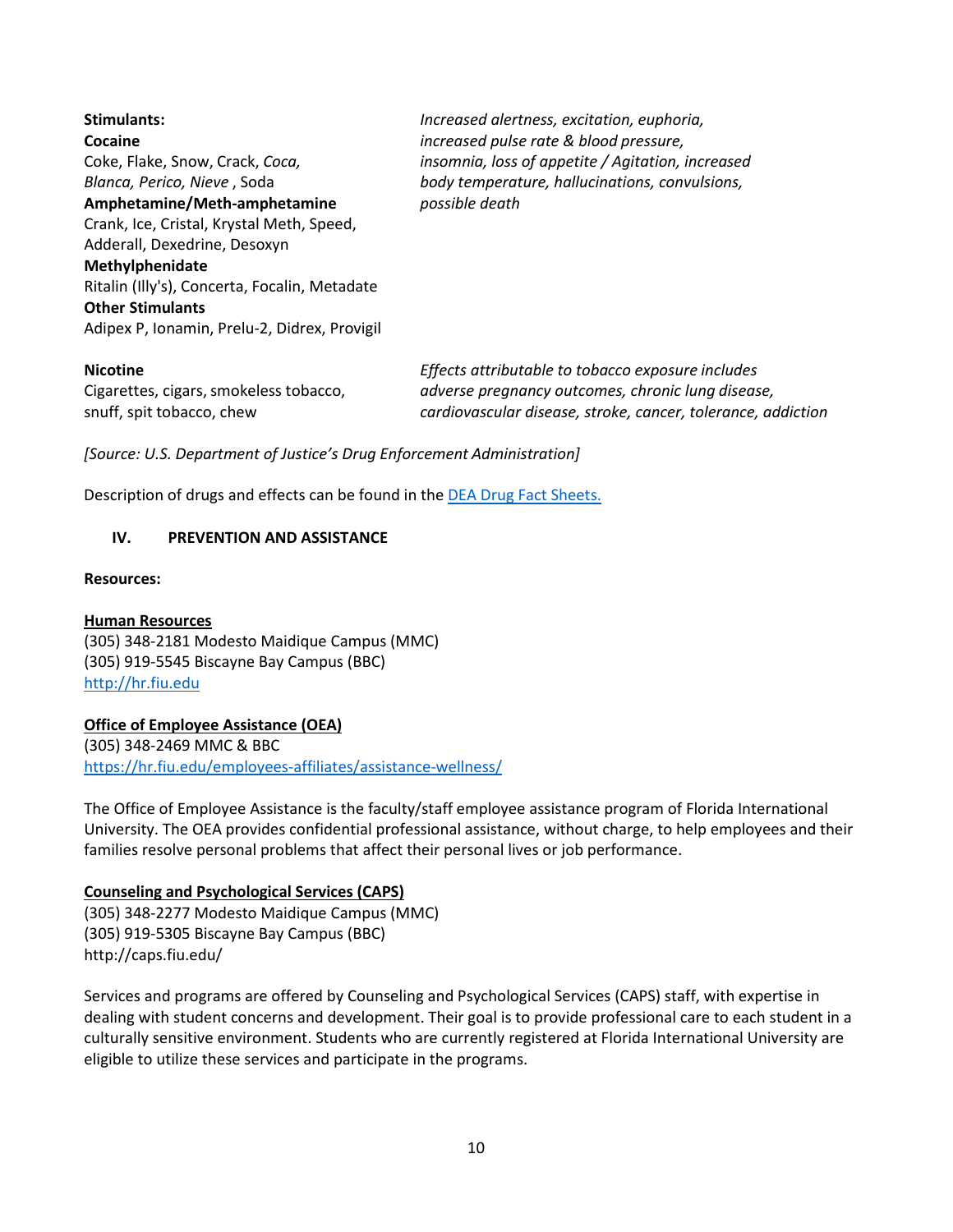| | |
|---|---|
| **Stimulants:**<br>**Cocaine**<br>Coke, Flake, Snow, Crack, *Coca, Blanca, Perico, Nieve* , Soda<br>**Amphetamine/Meth-amphetamine**<br>Crank, Ice, Cristal, Krystal Meth, Speed, Adderall, Dexedrine, Desoxyn<br>**Methylphenidate**<br>Ritalin (Illy's), Concerta, Focalin, Metadate<br>**Other Stimulants**<br>Adipex P, Ionamin, Prelu-2, Didrex, Provigil | *Increased alertness, excitation, euphoria, increased pulse rate & blood pressure, insomnia, loss of appetite / Agitation, increased body temperature, hallucinations, convulsions, possible death* |
| **Nicotine**<br>Cigarettes, cigars, smokeless tobacco, snuff, spit tobacco, chew | *Effects attributable to tobacco exposure includes adverse pregnancy outcomes, chronic lung disease, cardiovascular disease, stroke, cancer, tolerance, addiction* |

*[Source: U.S. Department of Justice's Drug Enforcement Administration]*

Description of drugs and effects can be found in the [DEA Drug Fact Sheets.](#)

## IV. PREVENTION AND ASSISTANCE

**Resources:**

**Human Resources**
(305) 348-2181 Modesto Maidique Campus (MMC)
(305) 919-5545 Biscayne Bay Campus (BBC)
[http://hr.fiu.edu](http://hr.fiu.edu)

**Office of Employee Assistance (OEA)**
(305) 348-2469 MMC & BBC
[https://hr.fiu.edu/employees-affiliates/assistance-wellness/](https://hr.fiu.edu/employees-affiliates/assistance-wellness/)

The Office of Employee Assistance is the faculty/staff employee assistance program of Florida International University. The OEA provides confidential professional assistance, without charge, to help employees and their families resolve personal problems that affect their personal lives or job performance.

**Counseling and Psychological Services (CAPS)**
(305) 348-2277 Modesto Maidique Campus (MMC)
(305) 919-5305 Biscayne Bay Campus (BBC)
http://caps.fiu.edu/

Services and programs are offered by Counseling and Psychological Services (CAPS) staff, with expertise in dealing with student concerns and development. Their goal is to provide professional care to each student in a culturally sensitive environment. Students who are currently registered at Florida International University are eligible to utilize these services and participate in the programs.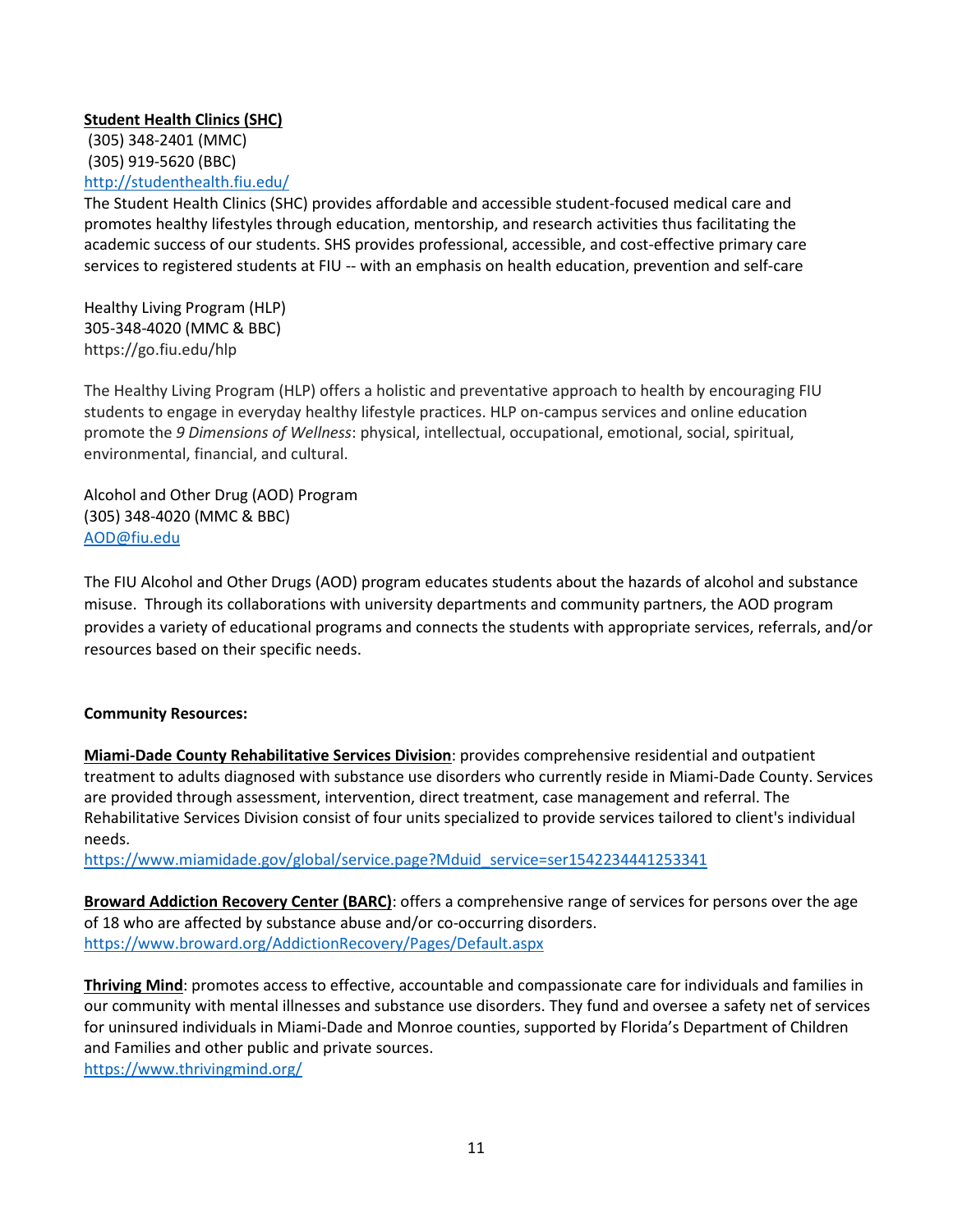**Student Health Clinics (SHC)**
(305) 348-2401 (MMC)
(305) 919-5620 (BBC)
http://studenthealth.fiu.edu/

The Student Health Clinics (SHC) provides affordable and accessible student-focused medical care and promotes healthy lifestyles through education, mentorship, and research activities thus facilitating the academic success of our students. SHS provides professional, accessible, and cost-effective primary care services to registered students at FIU -- with an emphasis on health education, prevention and self-care

Healthy Living Program (HLP)
305-348-4020 (MMC & BBC)
https://go.fiu.edu/hlp

The Healthy Living Program (HLP) offers a holistic and preventative approach to health by encouraging FIU students to engage in everyday healthy lifestyle practices. HLP on-campus services and online education promote the *9 Dimensions of Wellness*: physical, intellectual, occupational, emotional, social, spiritual, environmental, financial, and cultural.

Alcohol and Other Drug (AOD) Program
(305) 348-4020 (MMC & BBC)
AOD@fiu.edu

The FIU Alcohol and Other Drugs (AOD) program educates students about the hazards of alcohol and substance misuse. Through its collaborations with university departments and community partners, the AOD program provides a variety of educational programs and connects the students with appropriate services, referrals, and/or resources based on their specific needs.

**Community Resources:**

**Miami-Dade County Rehabilitative Services Division**: provides comprehensive residential and outpatient treatment to adults diagnosed with substance use disorders who currently reside in Miami-Dade County. Services are provided through assessment, intervention, direct treatment, case management and referral. The Rehabilitative Services Division consist of four units specialized to provide services tailored to client's individual needs.
https://www.miamidade.gov/global/service.page?Mduid_service=ser1542234441253341

**Broward Addiction Recovery Center (BARC)**: offers a comprehensive range of services for persons over the age of 18 who are affected by substance abuse and/or co-occurring disorders.
https://www.broward.org/AddictionRecovery/Pages/Default.aspx

**Thriving Mind**: promotes access to effective, accountable and compassionate care for individuals and families in our community with mental illnesses and substance use disorders. They fund and oversee a safety net of services for uninsured individuals in Miami-Dade and Monroe counties, supported by Florida's Department of Children and Families and other public and private sources.
https://www.thrivingmind.org/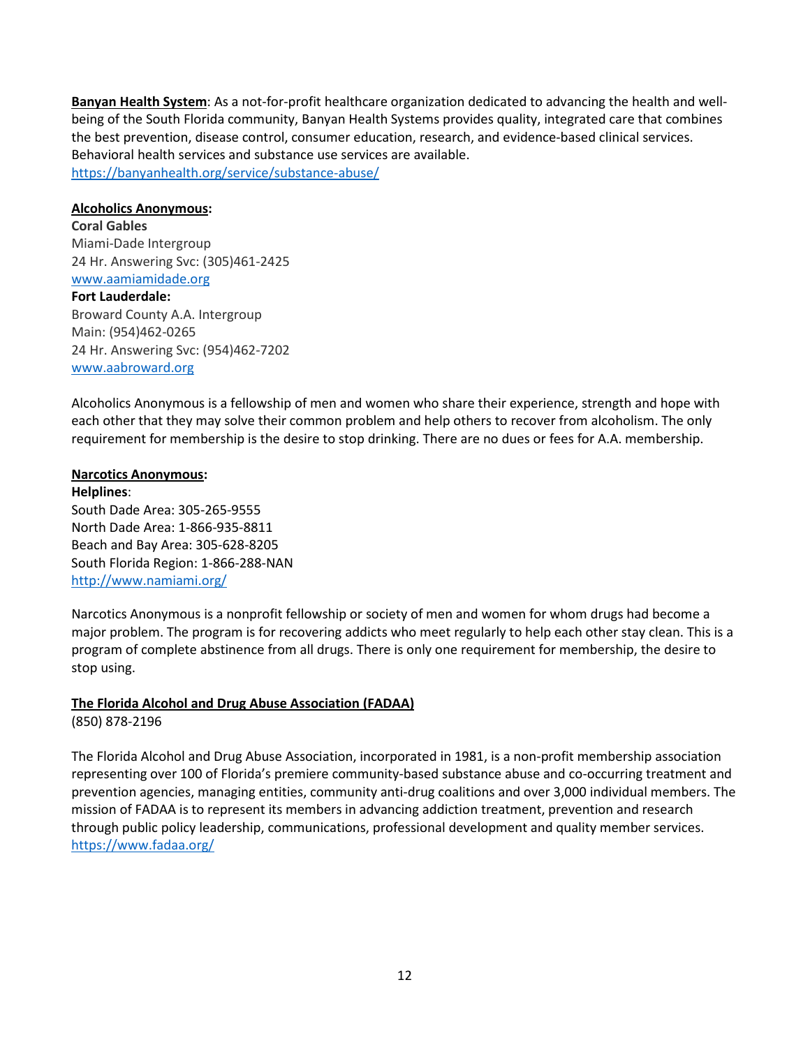**Banyan Health System**: As a not-for-profit healthcare organization dedicated to advancing the health and well-being of the South Florida community, Banyan Health Systems provides quality, integrated care that combines the best prevention, disease control, consumer education, research, and evidence-based clinical services. Behavioral health services and substance use services are available.
https://banyanhealth.org/service/substance-abuse/

**Alcoholics Anonymous:**

**Coral Gables**
Miami-Dade Intergroup
24 Hr. Answering Svc: (305)461-2425
www.aamiamidade.org

**Fort Lauderdale:**
Broward County A.A. Intergroup
Main: (954)462-0265
24 Hr. Answering Svc: (954)462-7202
www.aabroward.org

Alcoholics Anonymous is a fellowship of men and women who share their experience, strength and hope with each other that they may solve their common problem and help others to recover from alcoholism. The only requirement for membership is the desire to stop drinking. There are no dues or fees for A.A. membership.

**Narcotics Anonymous:**

**Helplines**:
South Dade Area: 305-265-9555
North Dade Area: 1-866-935-8811
Beach and Bay Area: 305-628-8205
South Florida Region: 1-866-288-NAN
http://www.namiami.org/

Narcotics Anonymous is a nonprofit fellowship or society of men and women for whom drugs had become a major problem. The program is for recovering addicts who meet regularly to help each other stay clean. This is a program of complete abstinence from all drugs. There is only one requirement for membership, the desire to stop using.

**The Florida Alcohol and Drug Abuse Association (FADAA)**
(850) 878-2196

The Florida Alcohol and Drug Abuse Association, incorporated in 1981, is a non-profit membership association representing over 100 of Florida's premiere community-based substance abuse and co-occurring treatment and prevention agencies, managing entities, community anti-drug coalitions and over 3,000 individual members. The mission of FADAA is to represent its members in advancing addiction treatment, prevention and research through public policy leadership, communications, professional development and quality member services.
https://www.fadaa.org/